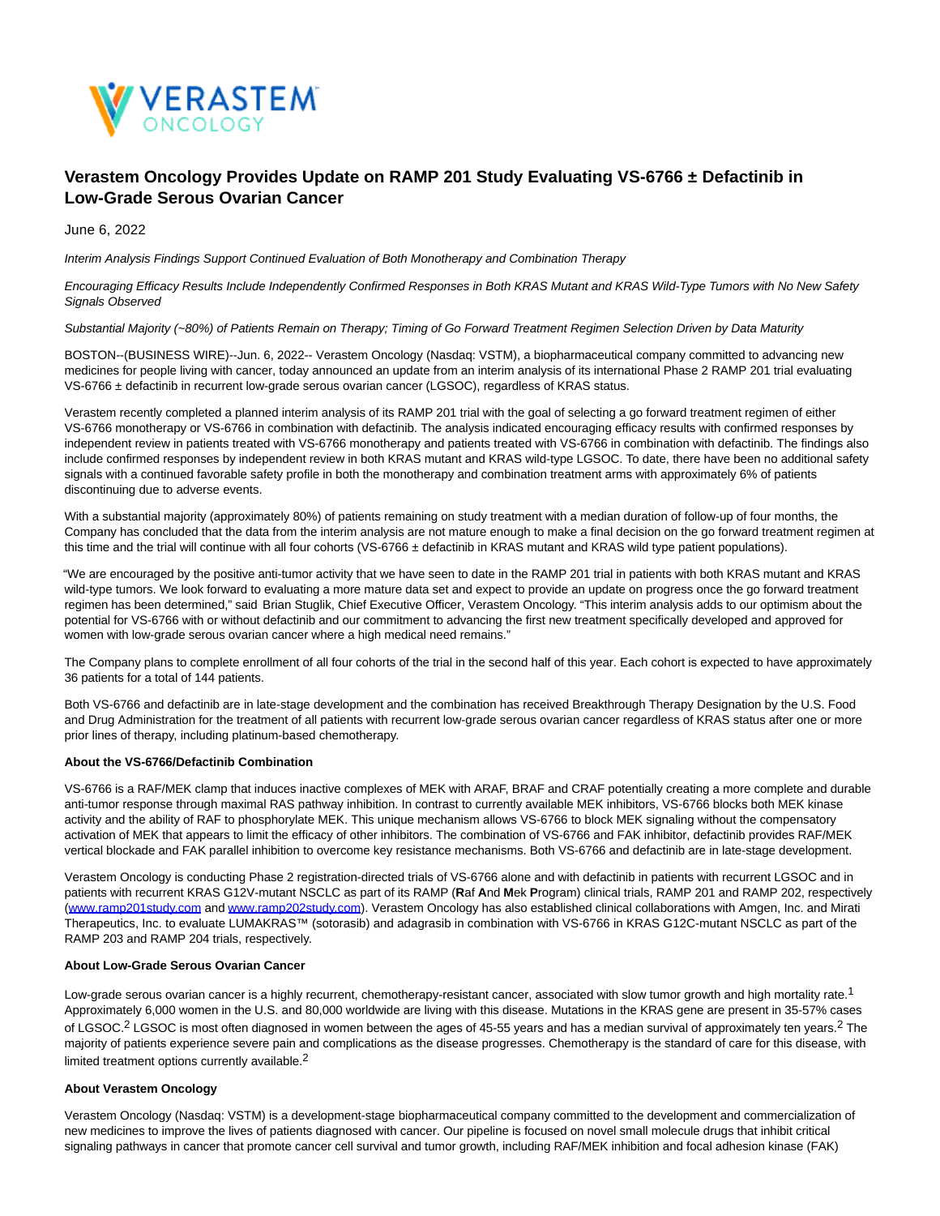# Verastem Oncology Provides Update on RAMP 201 Study Evaluating VS-6766 ± Defactinib in Low-Grade Serous Ovarian Cancer

June 6, 2022

*Interim Analysis Findings Support Continued Evaluation of Both Monotherapy and Combination Therapy*

*Encouraging Efficacy Results Include Independently Confirmed Responses in Both KRAS Mutant and KRAS Wild-Type Tumors with No New Safety Signals Observed*

*Substantial Majority (~80%) of Patients Remain on Therapy; Timing of Go Forward Treatment Regimen Selection Driven by Data Maturity*

BOSTON--(BUSINESS WIRE)--Jun. 6, 2022-- Verastem Oncology (Nasdaq: VSTM), a biopharmaceutical company committed to advancing new medicines for people living with cancer, today announced an update from an interim analysis of its international Phase 2 RAMP 201 trial evaluating VS-6766 ± defactinib in recurrent low-grade serous ovarian cancer (LGSOC), regardless of KRAS status.

Verastem recently completed a planned interim analysis of its RAMP 201 trial with the goal of selecting a go forward treatment regimen of either VS-6766 monotherapy or VS-6766 in combination with defactinib. The analysis indicated encouraging efficacy results with confirmed responses by independent review in patients treated with VS-6766 monotherapy and patients treated with VS-6766 in combination with defactinib. The findings also include confirmed responses by independent review in both KRAS mutant and KRAS wild-type LGSOC. To date, there have been no additional safety signals with a continued favorable safety profile in both the monotherapy and combination treatment arms with approximately 6% of patients discontinuing due to adverse events.

With a substantial majority (approximately 80%) of patients remaining on study treatment with a median duration of follow-up of four months, the Company has concluded that the data from the interim analysis are not mature enough to make a final decision on the go forward treatment regimen at this time and the trial will continue with all four cohorts (VS-6766 ± defactinib in KRAS mutant and KRAS wild type patient populations).

"We are encouraged by the positive anti-tumor activity that we have seen to date in the RAMP 201 trial in patients with both KRAS mutant and KRAS wild-type tumors. We look forward to evaluating a more mature data set and expect to provide an update on progress once the go forward treatment regimen has been determined," said Brian Stuglik, Chief Executive Officer, Verastem Oncology. "This interim analysis adds to our optimism about the potential for VS-6766 with or without defactinib and our commitment to advancing the first new treatment specifically developed and approved for women with low-grade serous ovarian cancer where a high medical need remains."

The Company plans to complete enrollment of all four cohorts of the trial in the second half of this year. Each cohort is expected to have approximately 36 patients for a total of 144 patients.

Both VS-6766 and defactinib are in late-stage development and the combination has received Breakthrough Therapy Designation by the U.S. Food and Drug Administration for the treatment of all patients with recurrent low-grade serous ovarian cancer regardless of KRAS status after one or more prior lines of therapy, including platinum-based chemotherapy.

**About the VS-6766/Defactinib Combination**

VS-6766 is a RAF/MEK clamp that induces inactive complexes of MEK with ARAF, BRAF and CRAF potentially creating a more complete and durable anti-tumor response through maximal RAS pathway inhibition. In contrast to currently available MEK inhibitors, VS-6766 blocks both MEK kinase activity and the ability of RAF to phosphorylate MEK. This unique mechanism allows VS-6766 to block MEK signaling without the compensatory activation of MEK that appears to limit the efficacy of other inhibitors. The combination of VS-6766 and FAK inhibitor, defactinib provides RAF/MEK vertical blockade and FAK parallel inhibition to overcome key resistance mechanisms. Both VS-6766 and defactinib are in late-stage development.

Verastem Oncology is conducting Phase 2 registration-directed trials of VS-6766 alone and with defactinib in patients with recurrent LGSOC and in patients with recurrent KRAS G12V-mutant NSCLC as part of its RAMP (**R**af **A**nd **M**ek **P**rogram) clinical trials, RAMP 201 and RAMP 202, respectively ([www.ramp201study.com](www.ramp201study.com) and [www.ramp202study.com](www.ramp202study.com)). Verastem Oncology has also established clinical collaborations with Amgen, Inc. and Mirati Therapeutics, Inc. to evaluate LUMAKRAS™ (sotorasib) and adagrasib in combination with VS-6766 in KRAS G12C-mutant NSCLC as part of the RAMP 203 and RAMP 204 trials, respectively.

**About Low-Grade Serous Ovarian Cancer**

Low-grade serous ovarian cancer is a highly recurrent, chemotherapy-resistant cancer, associated with slow tumor growth and high mortality rate.[1] Approximately 6,000 women in the U.S. and 80,000 worldwide are living with this disease. Mutations in the KRAS gene are present in 35-57% cases of LGSOC.[2] LGSOC is most often diagnosed in women between the ages of 45-55 years and has a median survival of approximately ten years.[2] The majority of patients experience severe pain and complications as the disease progresses. Chemotherapy is the standard of care for this disease, with limited treatment options currently available.[2]

**About Verastem Oncology**

Verastem Oncology (Nasdaq: VSTM) is a development-stage biopharmaceutical company committed to the development and commercialization of new medicines to improve the lives of patients diagnosed with cancer. Our pipeline is focused on novel small molecule drugs that inhibit critical signaling pathways in cancer that promote cancer cell survival and tumor growth, including RAF/MEK inhibition and focal adhesion kinase (FAK)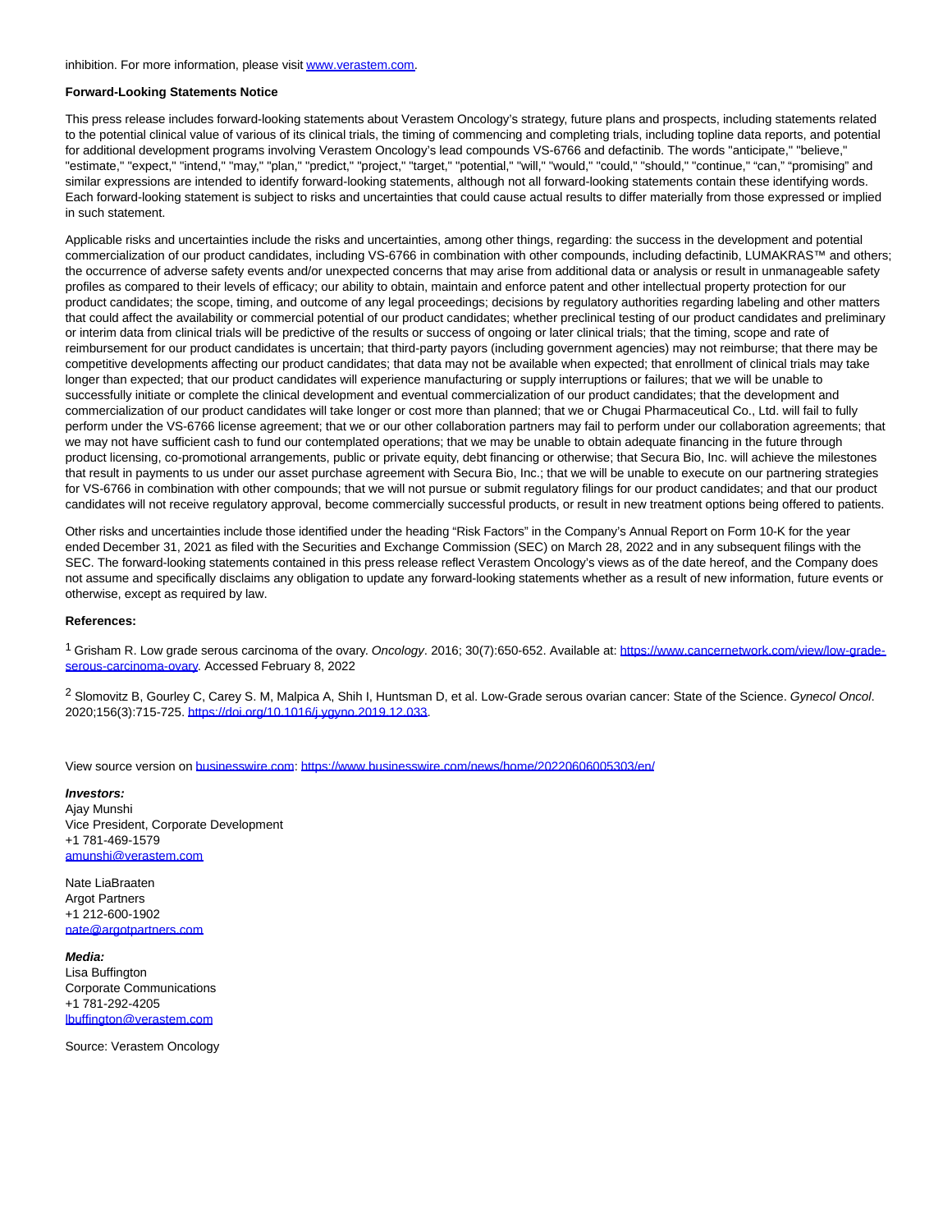inhibition. For more information, please visit www.verastem.com.

**Forward-Looking Statements Notice**

This press release includes forward-looking statements about Verastem Oncology's strategy, future plans and prospects, including statements related to the potential clinical value of various of its clinical trials, the timing of commencing and completing trials, including topline data reports, and potential for additional development programs involving Verastem Oncology's lead compounds VS-6766 and defactinib. The words "anticipate," "believe," "estimate," "expect," "intend," "may," "plan," "predict," "project," "target," "potential," "will," "would," "could," "should," "continue," "can," "promising" and similar expressions are intended to identify forward-looking statements, although not all forward-looking statements contain these identifying words. Each forward-looking statement is subject to risks and uncertainties that could cause actual results to differ materially from those expressed or implied in such statement.

Applicable risks and uncertainties include the risks and uncertainties, among other things, regarding: the success in the development and potential commercialization of our product candidates, including VS-6766 in combination with other compounds, including defactinib, LUMAKRAS™ and others; the occurrence of adverse safety events and/or unexpected concerns that may arise from additional data or analysis or result in unmanageable safety profiles as compared to their levels of efficacy; our ability to obtain, maintain and enforce patent and other intellectual property protection for our product candidates; the scope, timing, and outcome of any legal proceedings; decisions by regulatory authorities regarding labeling and other matters that could affect the availability or commercial potential of our product candidates; whether preclinical testing of our product candidates and preliminary or interim data from clinical trials will be predictive of the results or success of ongoing or later clinical trials; that the timing, scope and rate of reimbursement for our product candidates is uncertain; that third-party payors (including government agencies) may not reimburse; that there may be competitive developments affecting our product candidates; that data may not be available when expected; that enrollment of clinical trials may take longer than expected; that our product candidates will experience manufacturing or supply interruptions or failures; that we will be unable to successfully initiate or complete the clinical development and eventual commercialization of our product candidates; that the development and commercialization of our product candidates will take longer or cost more than planned; that we or Chugai Pharmaceutical Co., Ltd. will fail to fully perform under the VS-6766 license agreement; that we or our other collaboration partners may fail to perform under our collaboration agreements; that we may not have sufficient cash to fund our contemplated operations; that we may be unable to obtain adequate financing in the future through product licensing, co-promotional arrangements, public or private equity, debt financing or otherwise; that Secura Bio, Inc. will achieve the milestones that result in payments to us under our asset purchase agreement with Secura Bio, Inc.; that we will be unable to execute on our partnering strategies for VS-6766 in combination with other compounds; that we will not pursue or submit regulatory filings for our product candidates; and that our product candidates will not receive regulatory approval, become commercially successful products, or result in new treatment options being offered to patients.

Other risks and uncertainties include those identified under the heading "Risk Factors" in the Company's Annual Report on Form 10-K for the year ended December 31, 2021 as filed with the Securities and Exchange Commission (SEC) on March 28, 2022 and in any subsequent filings with the SEC. The forward-looking statements contained in this press release reflect Verastem Oncology's views as of the date hereof, and the Company does not assume and specifically disclaims any obligation to update any forward-looking statements whether as a result of new information, future events or otherwise, except as required by law.

**References:**

[1] Grisham R. Low grade serous carcinoma of the ovary. *Oncology*. 2016; 30(7):650-652. Available at: https://www.cancernetwork.com/view/low-grade-serous-carcinoma-ovary. Accessed February 8, 2022

[2] Slomovitz B, Gourley C, Carey S. M, Malpica A, Shih I, Huntsman D, et al. Low-Grade serous ovarian cancer: State of the Science. *Gynecol Oncol*. 2020;156(3):715-725. https://doi.org/10.1016/j.ygyno.2019.12.033.

View source version on businesswire.com: https://www.businesswire.com/news/home/20220606005303/en/

***Investors:***
Ajay Munshi
Vice President, Corporate Development
+1 781-469-1579
amunshi@verastem.com

Nate LiaBraaten
Argot Partners
+1 212-600-1902
nate@argotpartners.com

***Media:***
Lisa Buffington
Corporate Communications
+1 781-292-4205
lbuffington@verastem.com

Source: Verastem Oncology